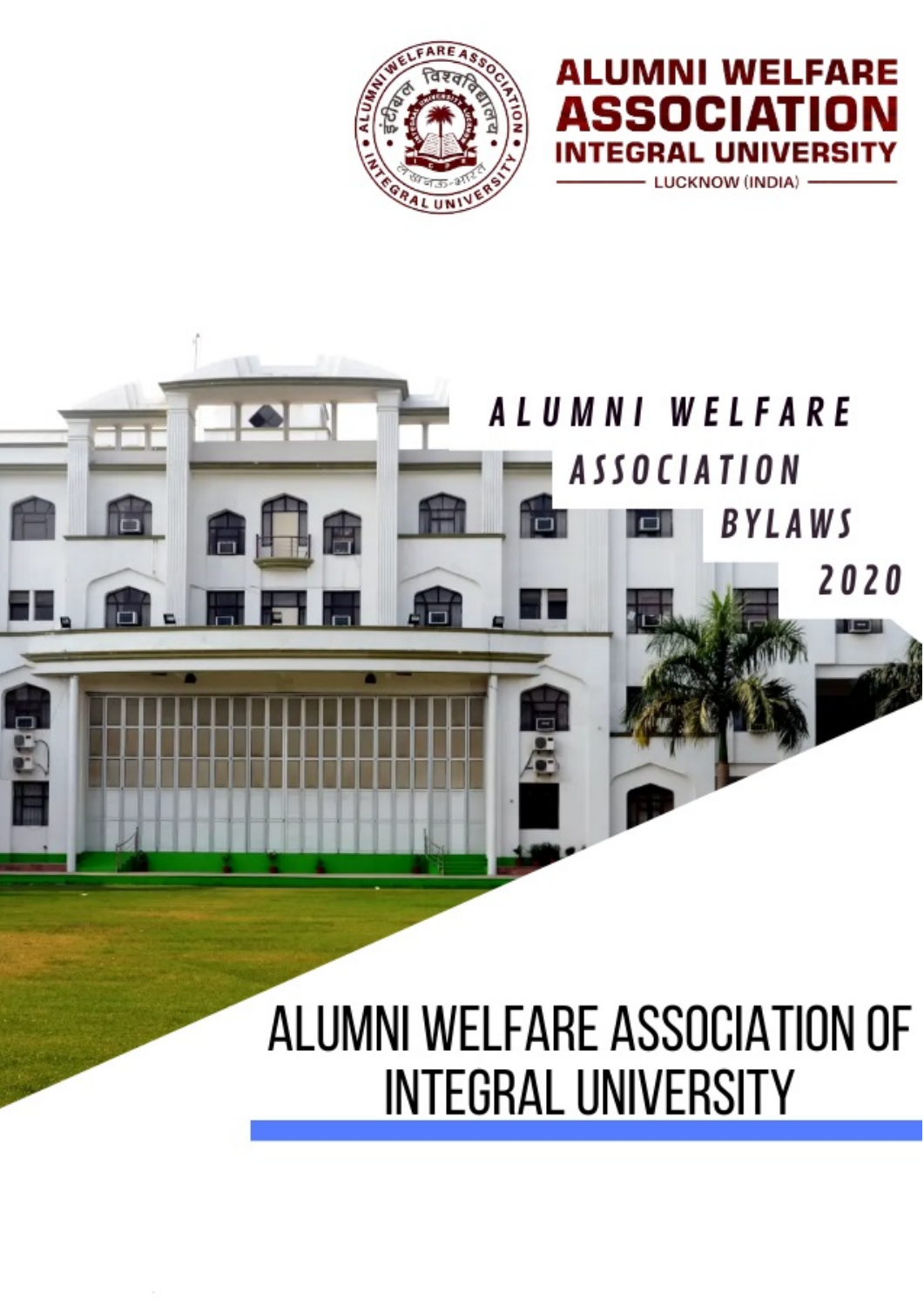**ALUMNI WELFARE ASSOCIATION**
**INTEGRAL UNIVERSITY**
LUCKNOW (INDIA)

# ALUMNI WELFARE ASSOCIATION BYLAWS 2020

# ALUMNI WELFARE ASSOCIATION OF INTEGRAL UNIVERSITY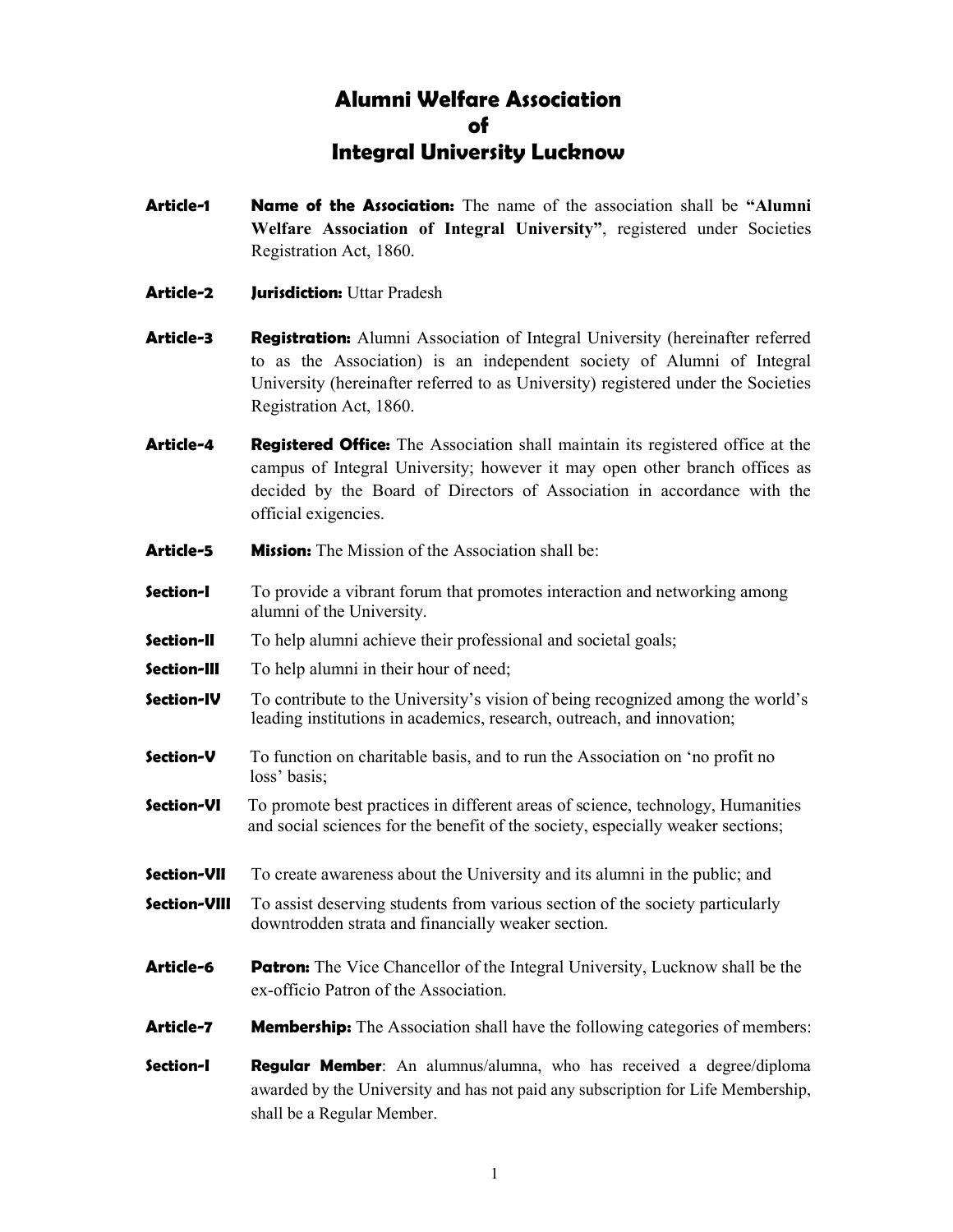# Alumni Welfare Association of Integral University Lucknow

**Article-1** **Name of the Association:** The name of the association shall be **"Alumni Welfare Association of Integral University"**, registered under Societies Registration Act, 1860.

**Article-2** **Jurisdiction:** Uttar Pradesh

**Article-3** **Registration:** Alumni Association of Integral University (hereinafter referred to as the Association) is an independent society of Alumni of Integral University (hereinafter referred to as University) registered under the Societies Registration Act, 1860.

**Article-4** **Registered Office:** The Association shall maintain its registered office at the campus of Integral University; however it may open other branch offices as decided by the Board of Directors of Association in accordance with the official exigencies.

**Article-5** **Mission:** The Mission of the Association shall be:

**Section-I** To provide a vibrant forum that promotes interaction and networking among alumni of the University.

**Section-II** To help alumni achieve their professional and societal goals;

**Section-III** To help alumni in their hour of need;

**Section-IV** To contribute to the University's vision of being recognized among the world's leading institutions in academics, research, outreach, and innovation;

**Section-V** To function on charitable basis, and to run the Association on 'no profit no loss' basis;

**Section-VI** To promote best practices in different areas of science, technology, Humanities and social sciences for the benefit of the society, especially weaker sections;

**Section-VII** To create awareness about the University and its alumni in the public; and

**Section-VIII** To assist deserving students from various section of the society particularly downtrodden strata and financially weaker section.

**Article-6** **Patron:** The Vice Chancellor of the Integral University, Lucknow shall be the ex-officio Patron of the Association.

**Article-7** **Membership:** The Association shall have the following categories of members:

**Section-I** **Regular Member**: An alumnus/alumna, who has received a degree/diploma awarded by the University and has not paid any subscription for Life Membership, shall be a Regular Member.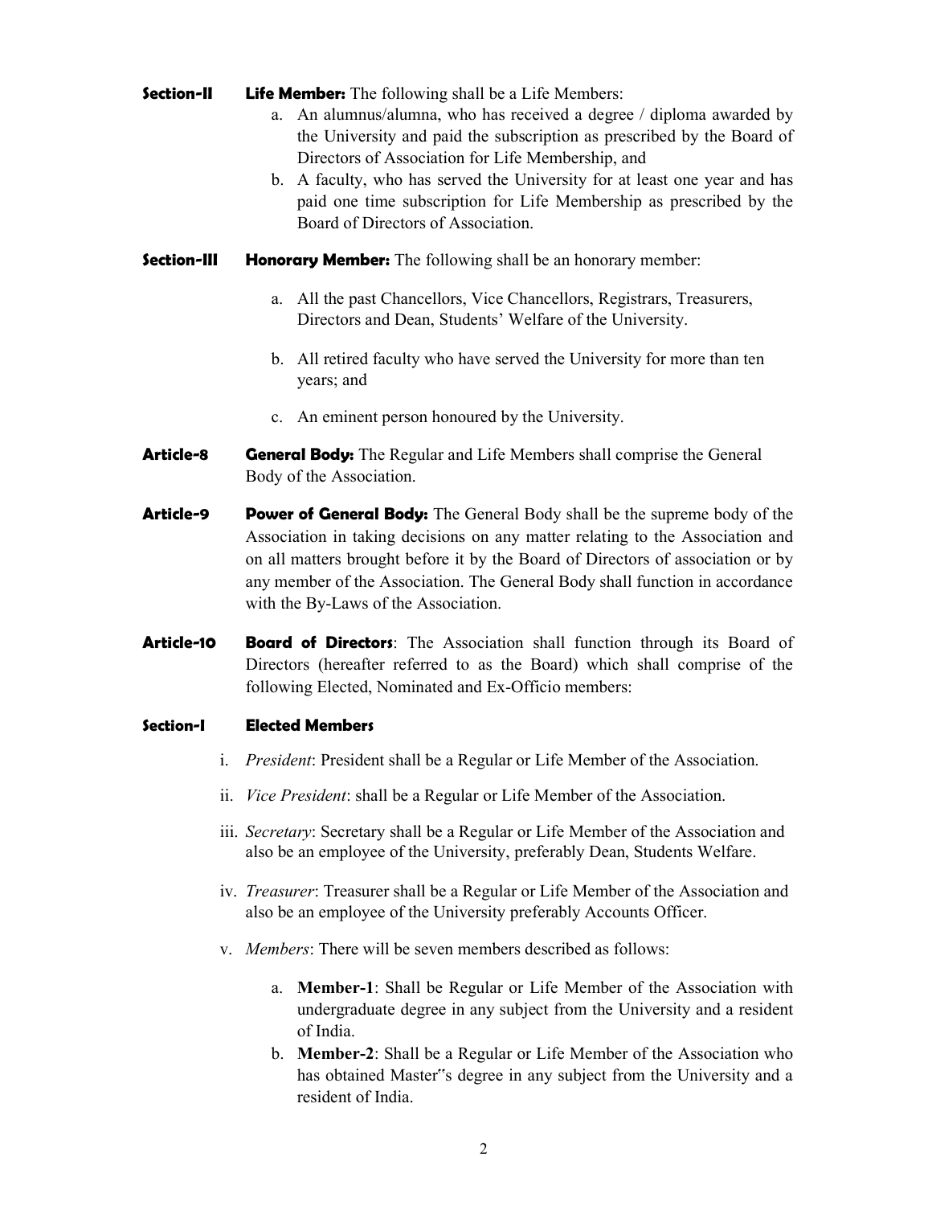**Section-II** **Life Member:** The following shall be a Life Members:

a. An alumnus/alumna, who has received a degree / diploma awarded by the University and paid the subscription as prescribed by the Board of Directors of Association for Life Membership, and
b. A faculty, who has served the University for at least one year and has paid one time subscription for Life Membership as prescribed by the Board of Directors of Association.

**Section-III** **Honorary Member:** The following shall be an honorary member:

a. All the past Chancellors, Vice Chancellors, Registrars, Treasurers, Directors and Dean, Students' Welfare of the University.

b. All retired faculty who have served the University for more than ten years; and

c. An eminent person honoured by the University.

**Article-8** **General Body:** The Regular and Life Members shall comprise the General Body of the Association.

**Article-9** **Power of General Body:** The General Body shall be the supreme body of the Association in taking decisions on any matter relating to the Association and on all matters brought before it by the Board of Directors of association or by any member of the Association. The General Body shall function in accordance with the By-Laws of the Association.

**Article-10** **Board of Directors**: The Association shall function through its Board of Directors (hereafter referred to as the Board) which shall comprise of the following Elected, Nominated and Ex-Officio members:

**Section-I** **Elected Members**

i. *President*: President shall be a Regular or Life Member of the Association.

ii. *Vice President*: shall be a Regular or Life Member of the Association.

iii. *Secretary*: Secretary shall be a Regular or Life Member of the Association and also be an employee of the University, preferably Dean, Students Welfare.

iv. *Treasurer*: Treasurer shall be a Regular or Life Member of the Association and also be an employee of the University preferably Accounts Officer.

v. *Members*: There will be seven members described as follows:

a. **Member-1**: Shall be Regular or Life Member of the Association with undergraduate degree in any subject from the University and a resident of India.
b. **Member-2**: Shall be a Regular or Life Member of the Association who has obtained Master"s degree in any subject from the University and a resident of India.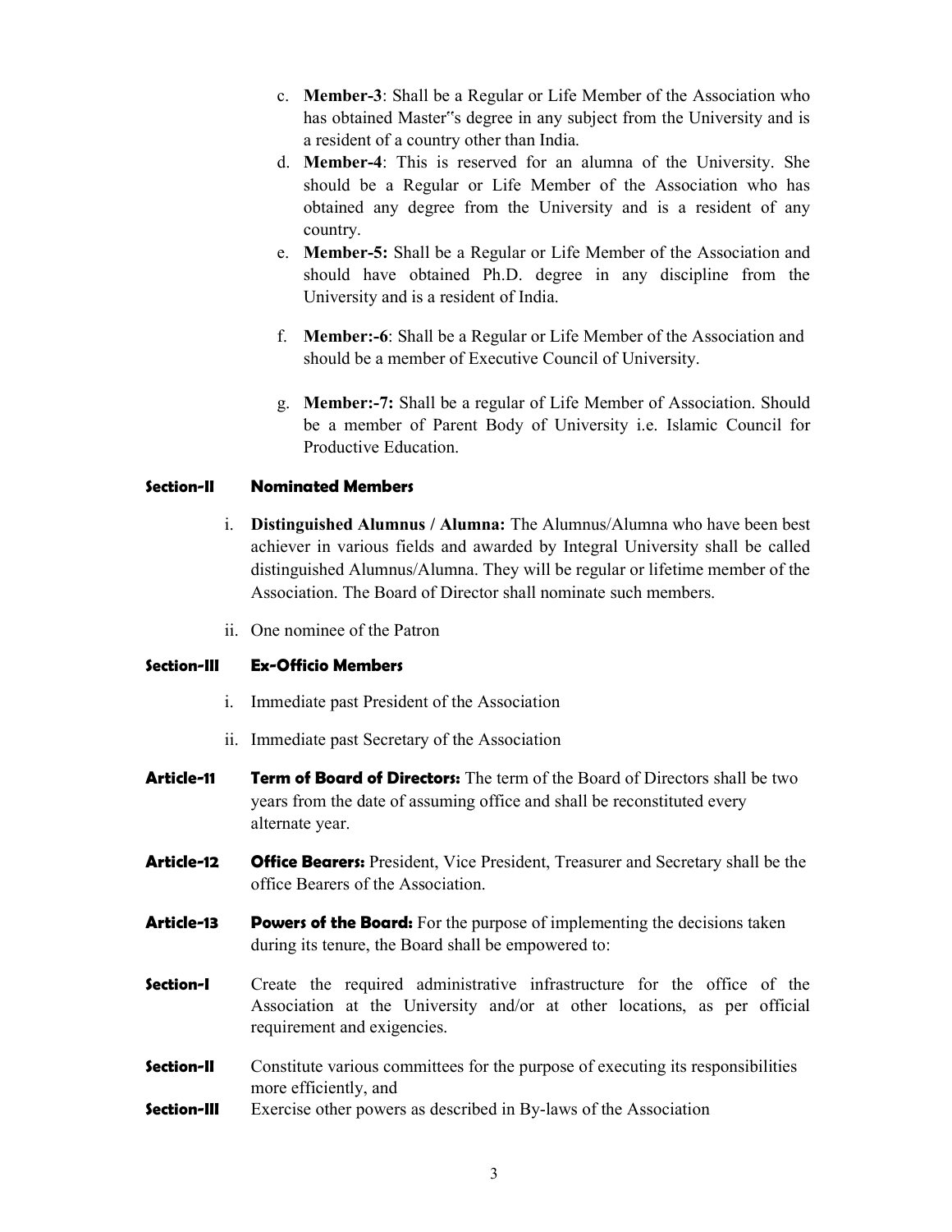c. **Member-3**: Shall be a Regular or Life Member of the Association who has obtained Master‟s degree in any subject from the University and is a resident of a country other than India.

d. **Member-4**: This is reserved for an alumna of the University. She should be a Regular or Life Member of the Association who has obtained any degree from the University and is a resident of any country.

e. **Member-5:** Shall be a Regular or Life Member of the Association and should have obtained Ph.D. degree in any discipline from the University and is a resident of India.

f. **Member:-6**: Shall be a Regular or Life Member of the Association and should be a member of Executive Council of University.

g. **Member:-7:** Shall be a regular of Life Member of Association. Should be a member of Parent Body of University i.e. Islamic Council for Productive Education.

**Section-II Nominated Members**

i. **Distinguished Alumnus / Alumna:** The Alumnus/Alumna who have been best achiever in various fields and awarded by Integral University shall be called distinguished Alumnus/Alumna. They will be regular or lifetime member of the Association. The Board of Director shall nominate such members.

ii. One nominee of the Patron

**Section-III Ex-Officio Members**

i. Immediate past President of the Association

ii. Immediate past Secretary of the Association

**Article-11** **Term of Board of Directors:** The term of the Board of Directors shall be two years from the date of assuming office and shall be reconstituted every alternate year.

**Article-12** **Office Bearers:** President, Vice President, Treasurer and Secretary shall be the office Bearers of the Association.

**Article-13** **Powers of the Board:** For the purpose of implementing the decisions taken during its tenure, the Board shall be empowered to:

**Section-I** Create the required administrative infrastructure for the office of the Association at the University and/or at other locations, as per official requirement and exigencies.

**Section-II** Constitute various committees for the purpose of executing its responsibilities more efficiently, and

**Section-III** Exercise other powers as described in By-laws of the Association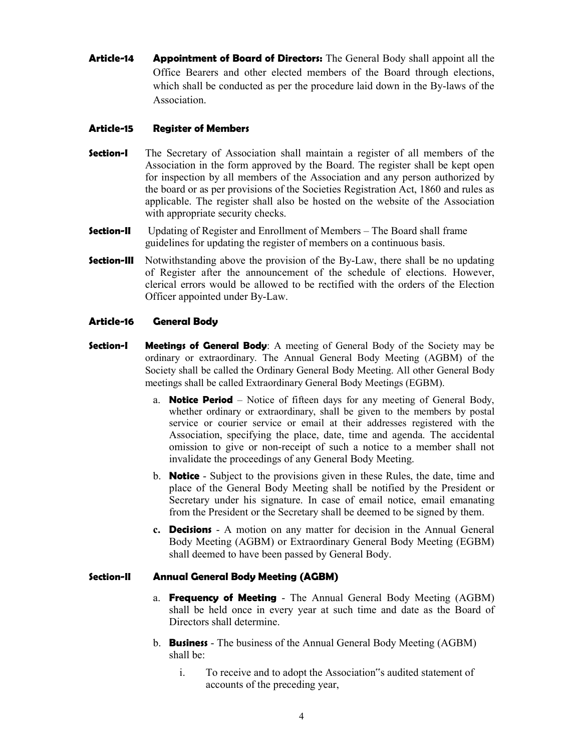**Article-14 Appointment of Board of Directors:** The General Body shall appoint all the Office Bearers and other elected members of the Board through elections, which shall be conducted as per the procedure laid down in the By-laws of the Association.

### Article-15 Register of Members

**Section-I** The Secretary of Association shall maintain a register of all members of the Association in the form approved by the Board. The register shall be kept open for inspection by all members of the Association and any person authorized by the board or as per provisions of the Societies Registration Act, 1860 and rules as applicable. The register shall also be hosted on the website of the Association with appropriate security checks.

**Section-II** Updating of Register and Enrollment of Members – The Board shall frame guidelines for updating the register of members on a continuous basis.

**Section-III** Notwithstanding above the provision of the By-Law, there shall be no updating of Register after the announcement of the schedule of elections. However, clerical errors would be allowed to be rectified with the orders of the Election Officer appointed under By-Law.

### Article-16 General Body

**Section-I Meetings of General Body**: A meeting of General Body of the Society may be ordinary or extraordinary. The Annual General Body Meeting (AGBM) of the Society shall be called the Ordinary General Body Meeting. All other General Body meetings shall be called Extraordinary General Body Meetings (EGBM).

a. **Notice Period** – Notice of fifteen days for any meeting of General Body, whether ordinary or extraordinary, shall be given to the members by postal service or courier service or email at their addresses registered with the Association, specifying the place, date, time and agenda. The accidental omission to give or non-receipt of such a notice to a member shall not invalidate the proceedings of any General Body Meeting.

b. **Notice** - Subject to the provisions given in these Rules, the date, time and place of the General Body Meeting shall be notified by the President or Secretary under his signature. In case of email notice, email emanating from the President or the Secretary shall be deemed to be signed by them.

c. **Decisions** - A motion on any matter for decision in the Annual General Body Meeting (AGBM) or Extraordinary General Body Meeting (EGBM) shall deemed to have been passed by General Body.

**Section-II Annual General Body Meeting (AGBM)**

a. **Frequency of Meeting** - The Annual General Body Meeting (AGBM) shall be held once in every year at such time and date as the Board of Directors shall determine.

b. **Business** - The business of the Annual General Body Meeting (AGBM) shall be:

   i. To receive and to adopt the Association"s audited statement of accounts of the preceding year,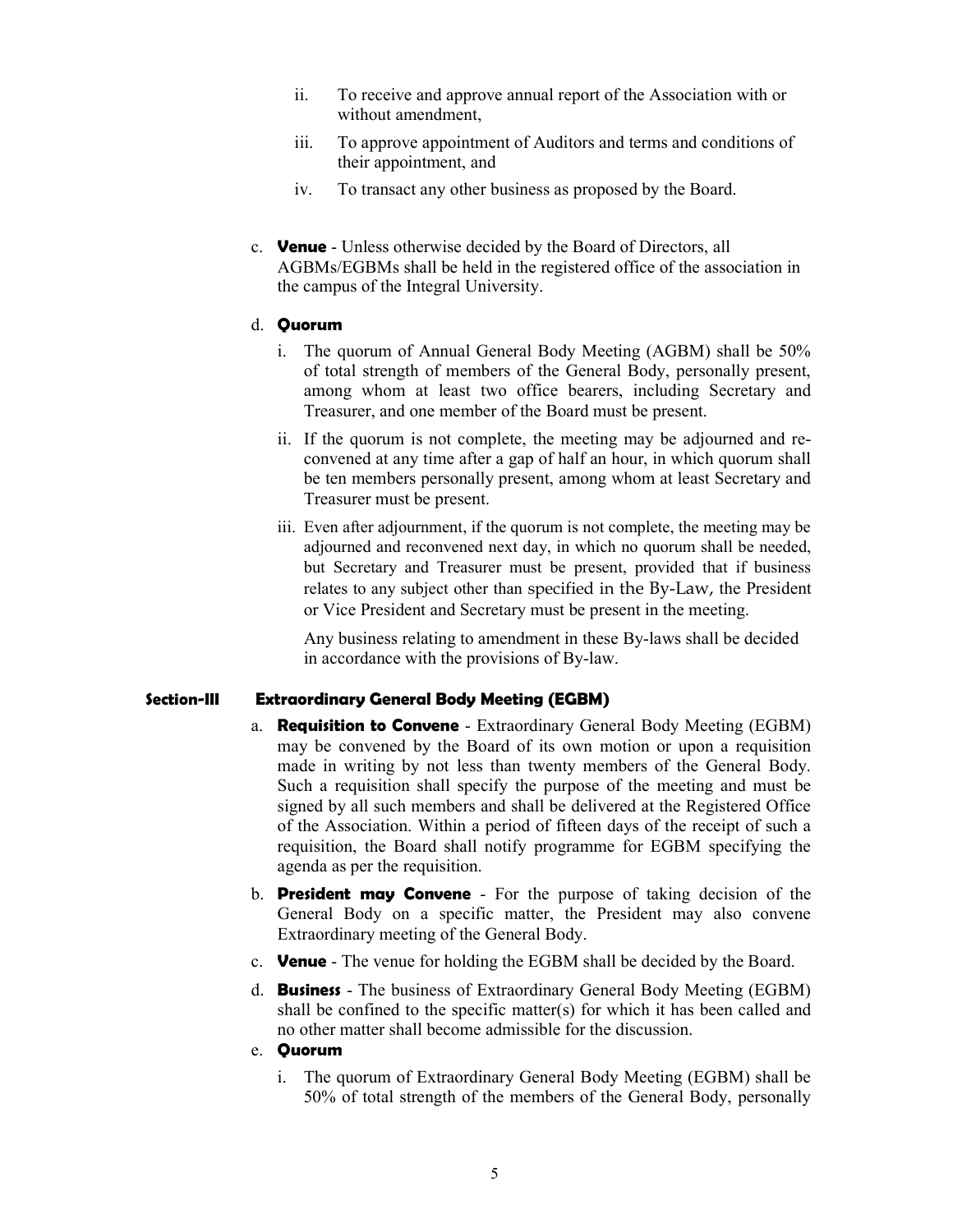ii. To receive and approve annual report of the Association with or without amendment,

iii. To approve appointment of Auditors and terms and conditions of their appointment, and

iv. To transact any other business as proposed by the Board.

c. **Venue** - Unless otherwise decided by the Board of Directors, all AGBMs/EGBMs shall be held in the registered office of the association in the campus of the Integral University.

d. **Quorum**

i. The quorum of Annual General Body Meeting (AGBM) shall be 50% of total strength of members of the General Body, personally present, among whom at least two office bearers, including Secretary and Treasurer, and one member of the Board must be present.

ii. If the quorum is not complete, the meeting may be adjourned and re-convened at any time after a gap of half an hour, in which quorum shall be ten members personally present, among whom at least Secretary and Treasurer must be present.

iii. Even after adjournment, if the quorum is not complete, the meeting may be adjourned and reconvened next day, in which no quorum shall be needed, but Secretary and Treasurer must be present, provided that if business relates to any subject other than specified in the By-Law, the President or Vice President and Secretary must be present in the meeting.

Any business relating to amendment in these By-laws shall be decided in accordance with the provisions of By-law.

### Section-III Extraordinary General Body Meeting (EGBM)

a. **Requisition to Convene** - Extraordinary General Body Meeting (EGBM) may be convened by the Board of its own motion or upon a requisition made in writing by not less than twenty members of the General Body. Such a requisition shall specify the purpose of the meeting and must be signed by all such members and shall be delivered at the Registered Office of the Association. Within a period of fifteen days of the receipt of such a requisition, the Board shall notify programme for EGBM specifying the agenda as per the requisition.

b. **President may Convene** - For the purpose of taking decision of the General Body on a specific matter, the President may also convene Extraordinary meeting of the General Body.

c. **Venue** - The venue for holding the EGBM shall be decided by the Board.

d. **Business** - The business of Extraordinary General Body Meeting (EGBM) shall be confined to the specific matter(s) for which it has been called and no other matter shall become admissible for the discussion.

e. **Quorum**

i. The quorum of Extraordinary General Body Meeting (EGBM) shall be 50% of total strength of the members of the General Body, personally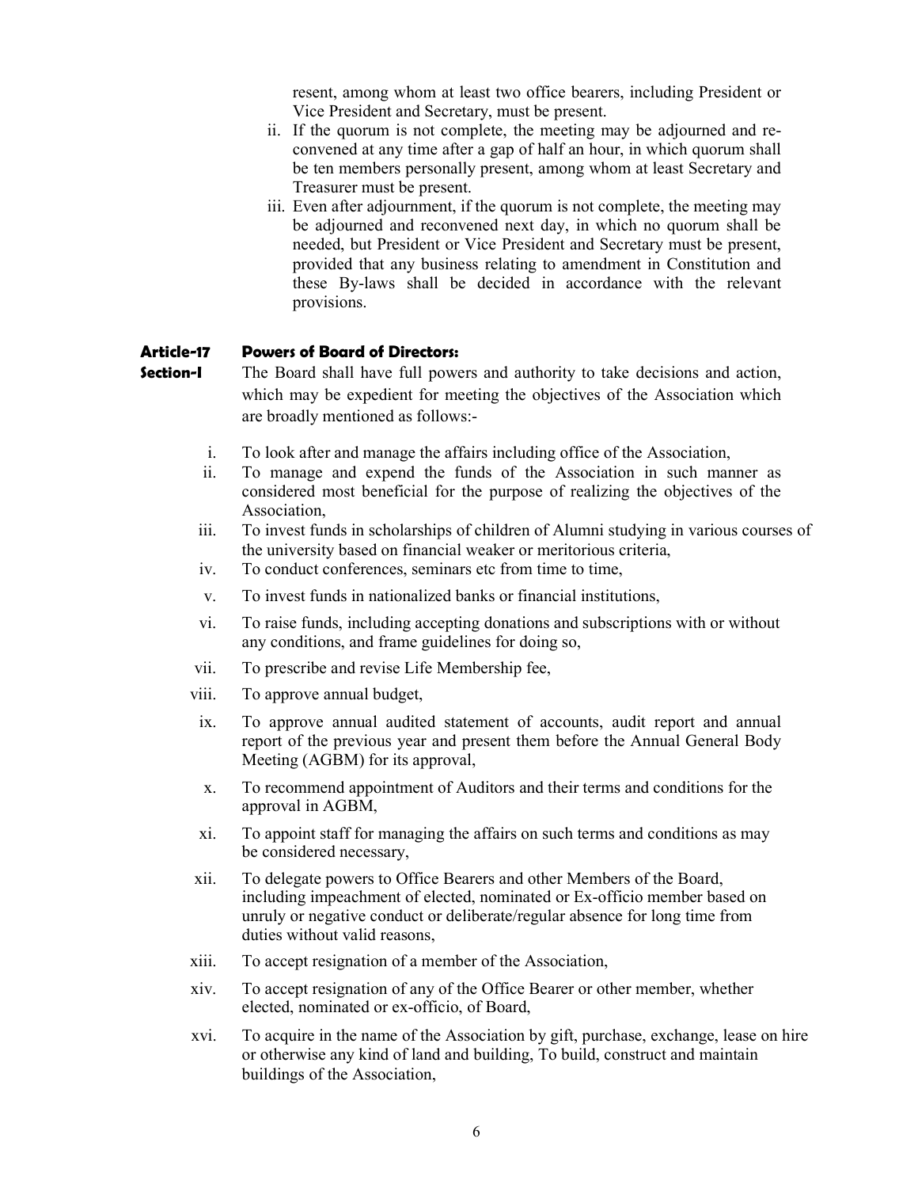resent, among whom at least two office bearers, including President or Vice President and Secretary, must be present.

ii. If the quorum is not complete, the meeting may be adjourned and re-convened at any time after a gap of half an hour, in which quorum shall be ten members personally present, among whom at least Secretary and Treasurer must be present.

iii. Even after adjournment, if the quorum is not complete, the meeting may be adjourned and reconvened next day, in which no quorum shall be needed, but President or Vice President and Secretary must be present, provided that any business relating to amendment in Constitution and these By-laws shall be decided in accordance with the relevant provisions.

**Article-17 Powers of Board of Directors:**

**Section-I** The Board shall have full powers and authority to take decisions and action, which may be expedient for meeting the objectives of the Association which are broadly mentioned as follows:-

i. To look after and manage the affairs including office of the Association,

ii. To manage and expend the funds of the Association in such manner as considered most beneficial for the purpose of realizing the objectives of the Association,

iii. To invest funds in scholarships of children of Alumni studying in various courses of the university based on financial weaker or meritorious criteria,

iv. To conduct conferences, seminars etc from time to time,

v. To invest funds in nationalized banks or financial institutions,

vi. To raise funds, including accepting donations and subscriptions with or without any conditions, and frame guidelines for doing so,

vii. To prescribe and revise Life Membership fee,

viii. To approve annual budget,

ix. To approve annual audited statement of accounts, audit report and annual report of the previous year and present them before the Annual General Body Meeting (AGBM) for its approval,

x. To recommend appointment of Auditors and their terms and conditions for the approval in AGBM,

xi. To appoint staff for managing the affairs on such terms and conditions as may be considered necessary,

xii. To delegate powers to Office Bearers and other Members of the Board, including impeachment of elected, nominated or Ex-officio member based on unruly or negative conduct or deliberate/regular absence for long time from duties without valid reasons,

xiii. To accept resignation of a member of the Association,

xiv. To accept resignation of any of the Office Bearer or other member, whether elected, nominated or ex-officio, of Board,

xvi. To acquire in the name of the Association by gift, purchase, exchange, lease on hire or otherwise any kind of land and building, To build, construct and maintain buildings of the Association,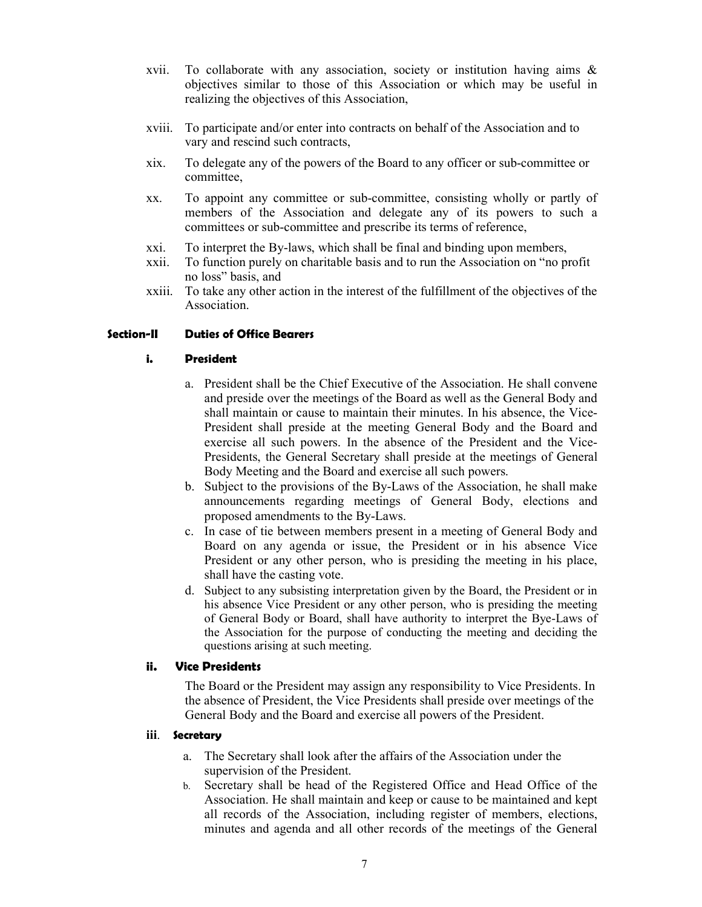xvii. To collaborate with any association, society or institution having aims & objectives similar to those of this Association or which may be useful in realizing the objectives of this Association,

xviii. To participate and/or enter into contracts on behalf of the Association and to vary and rescind such contracts,

xix. To delegate any of the powers of the Board to any officer or sub-committee or committee,

xx. To appoint any committee or sub-committee, consisting wholly or partly of members of the Association and delegate any of its powers to such a committees or sub-committee and prescribe its terms of reference,

xxi. To interpret the By-laws, which shall be final and binding upon members,

xxii. To function purely on charitable basis and to run the Association on "no profit no loss" basis, and

xxiii. To take any other action in the interest of the fulfillment of the objectives of the Association.

### Section-II Duties of Office Bearers

#### i. President

a. President shall be the Chief Executive of the Association. He shall convene and preside over the meetings of the Board as well as the General Body and shall maintain or cause to maintain their minutes. In his absence, the Vice-President shall preside at the meeting General Body and the Board and exercise all such powers. In the absence of the President and the Vice-Presidents, the General Secretary shall preside at the meetings of General Body Meeting and the Board and exercise all such powers.

b. Subject to the provisions of the By-Laws of the Association, he shall make announcements regarding meetings of General Body, elections and proposed amendments to the By-Laws.

c. In case of tie between members present in a meeting of General Body and Board on any agenda or issue, the President or in his absence Vice President or any other person, who is presiding the meeting in his place, shall have the casting vote.

d. Subject to any subsisting interpretation given by the Board, the President or in his absence Vice President or any other person, who is presiding the meeting of General Body or Board, shall have authority to interpret the Bye-Laws of the Association for the purpose of conducting the meeting and deciding the questions arising at such meeting.

#### ii. Vice Presidents

The Board or the President may assign any responsibility to Vice Presidents. In the absence of President, the Vice Presidents shall preside over meetings of the General Body and the Board and exercise all powers of the President.

#### iii. Secretary

a. The Secretary shall look after the affairs of the Association under the supervision of the President.

b. Secretary shall be head of the Registered Office and Head Office of the Association. He shall maintain and keep or cause to be maintained and kept all records of the Association, including register of members, elections, minutes and agenda and all other records of the meetings of the General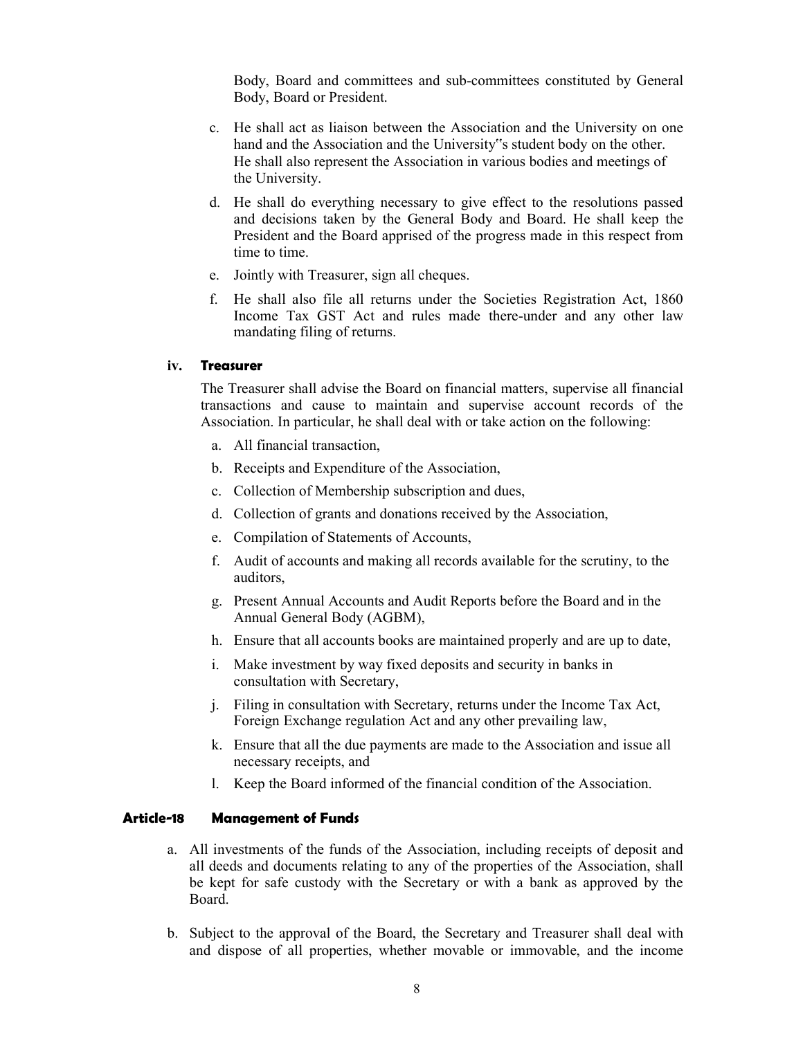Body, Board and committees and sub-committees constituted by General Body, Board or President.

c. He shall act as liaison between the Association and the University on one hand and the Association and the University"s student body on the other. He shall also represent the Association in various bodies and meetings of the University.

d. He shall do everything necessary to give effect to the resolutions passed and decisions taken by the General Body and Board. He shall keep the President and the Board apprised of the progress made in this respect from time to time.

e. Jointly with Treasurer, sign all cheques.

f. He shall also file all returns under the Societies Registration Act, 1860 Income Tax GST Act and rules made there-under and any other law mandating filing of returns.

### iv. Treasurer

The Treasurer shall advise the Board on financial matters, supervise all financial transactions and cause to maintain and supervise account records of the Association. In particular, he shall deal with or take action on the following:

a. All financial transaction,

b. Receipts and Expenditure of the Association,

c. Collection of Membership subscription and dues,

d. Collection of grants and donations received by the Association,

e. Compilation of Statements of Accounts,

f. Audit of accounts and making all records available for the scrutiny, to the auditors,

g. Present Annual Accounts and Audit Reports before the Board and in the Annual General Body (AGBM),

h. Ensure that all accounts books are maintained properly and are up to date,

i. Make investment by way fixed deposits and security in banks in consultation with Secretary,

j. Filing in consultation with Secretary, returns under the Income Tax Act, Foreign Exchange regulation Act and any other prevailing law,

k. Ensure that all the due payments are made to the Association and issue all necessary receipts, and

l. Keep the Board informed of the financial condition of the Association.

## Article-18 Management of Funds

a. All investments of the funds of the Association, including receipts of deposit and all deeds and documents relating to any of the properties of the Association, shall be kept for safe custody with the Secretary or with a bank as approved by the Board.

b. Subject to the approval of the Board, the Secretary and Treasurer shall deal with and dispose of all properties, whether movable or immovable, and the income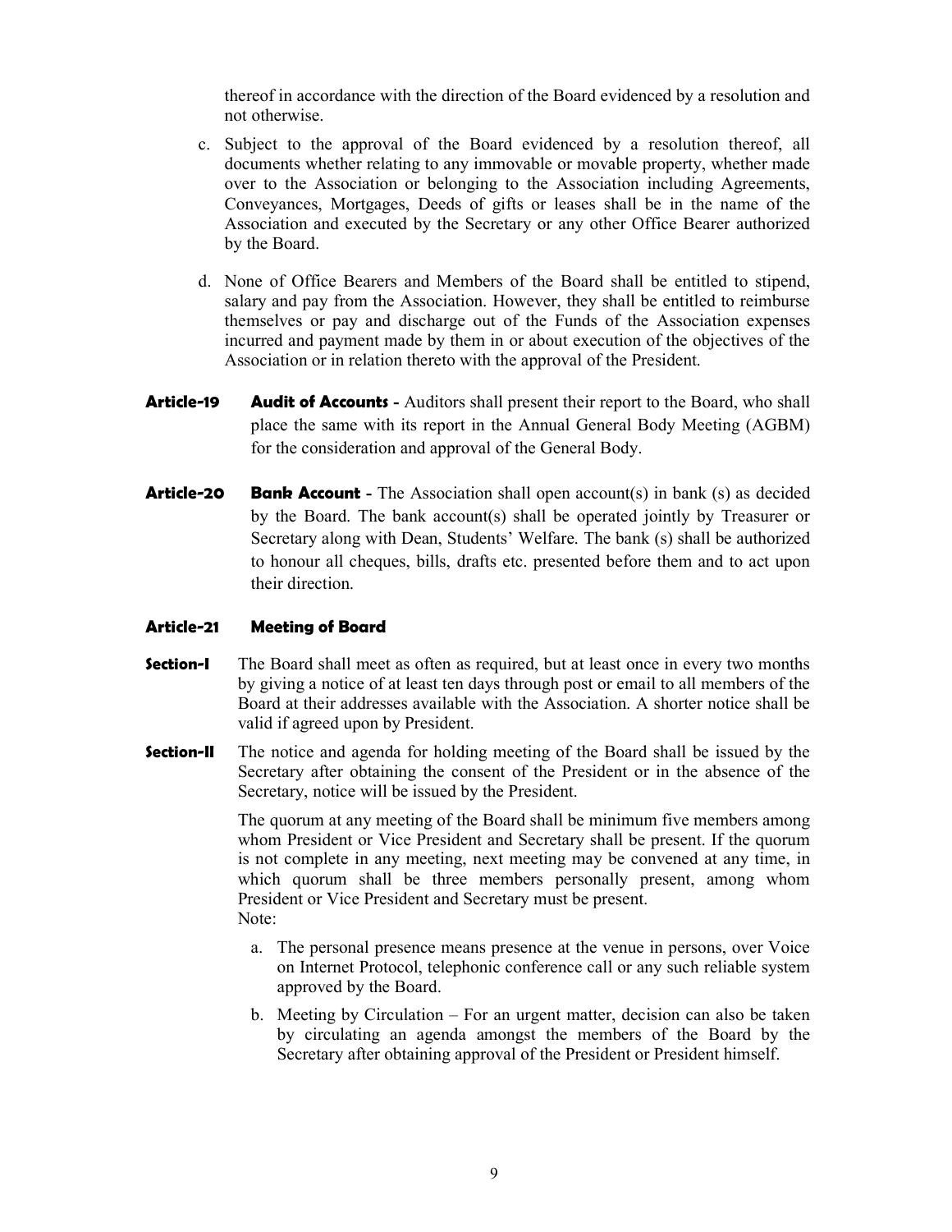thereof in accordance with the direction of the Board evidenced by a resolution and not otherwise.

c. Subject to the approval of the Board evidenced by a resolution thereof, all documents whether relating to any immovable or movable property, whether made over to the Association or belonging to the Association including Agreements, Conveyances, Mortgages, Deeds of gifts or leases shall be in the name of the Association and executed by the Secretary or any other Office Bearer authorized by the Board.

d. None of Office Bearers and Members of the Board shall be entitled to stipend, salary and pay from the Association. However, they shall be entitled to reimburse themselves or pay and discharge out of the Funds of the Association expenses incurred and payment made by them in or about execution of the objectives of the Association or in relation thereto with the approval of the President.

**Article-19** **Audit of Accounts -** Auditors shall present their report to the Board, who shall place the same with its report in the Annual General Body Meeting (AGBM) for the consideration and approval of the General Body.

**Article-20** **Bank Account -** The Association shall open account(s) in bank (s) as decided by the Board. The bank account(s) shall be operated jointly by Treasurer or Secretary along with Dean, Students' Welfare. The bank (s) shall be authorized to honour all cheques, bills, drafts etc. presented before them and to act upon their direction.

### Article-21 Meeting of Board

**Section-I** The Board shall meet as often as required, but at least once in every two months by giving a notice of at least ten days through post or email to all members of the Board at their addresses available with the Association. A shorter notice shall be valid if agreed upon by President.

**Section-II** The notice and agenda for holding meeting of the Board shall be issued by the Secretary after obtaining the consent of the President or in the absence of the Secretary, notice will be issued by the President.

The quorum at any meeting of the Board shall be minimum five members among whom President or Vice President and Secretary shall be present. If the quorum is not complete in any meeting, next meeting may be convened at any time, in which quorum shall be three members personally present, among whom President or Vice President and Secretary must be present.

Note:

a. The personal presence means presence at the venue in persons, over Voice on Internet Protocol, telephonic conference call or any such reliable system approved by the Board.

b. Meeting by Circulation – For an urgent matter, decision can also be taken by circulating an agenda amongst the members of the Board by the Secretary after obtaining approval of the President or President himself.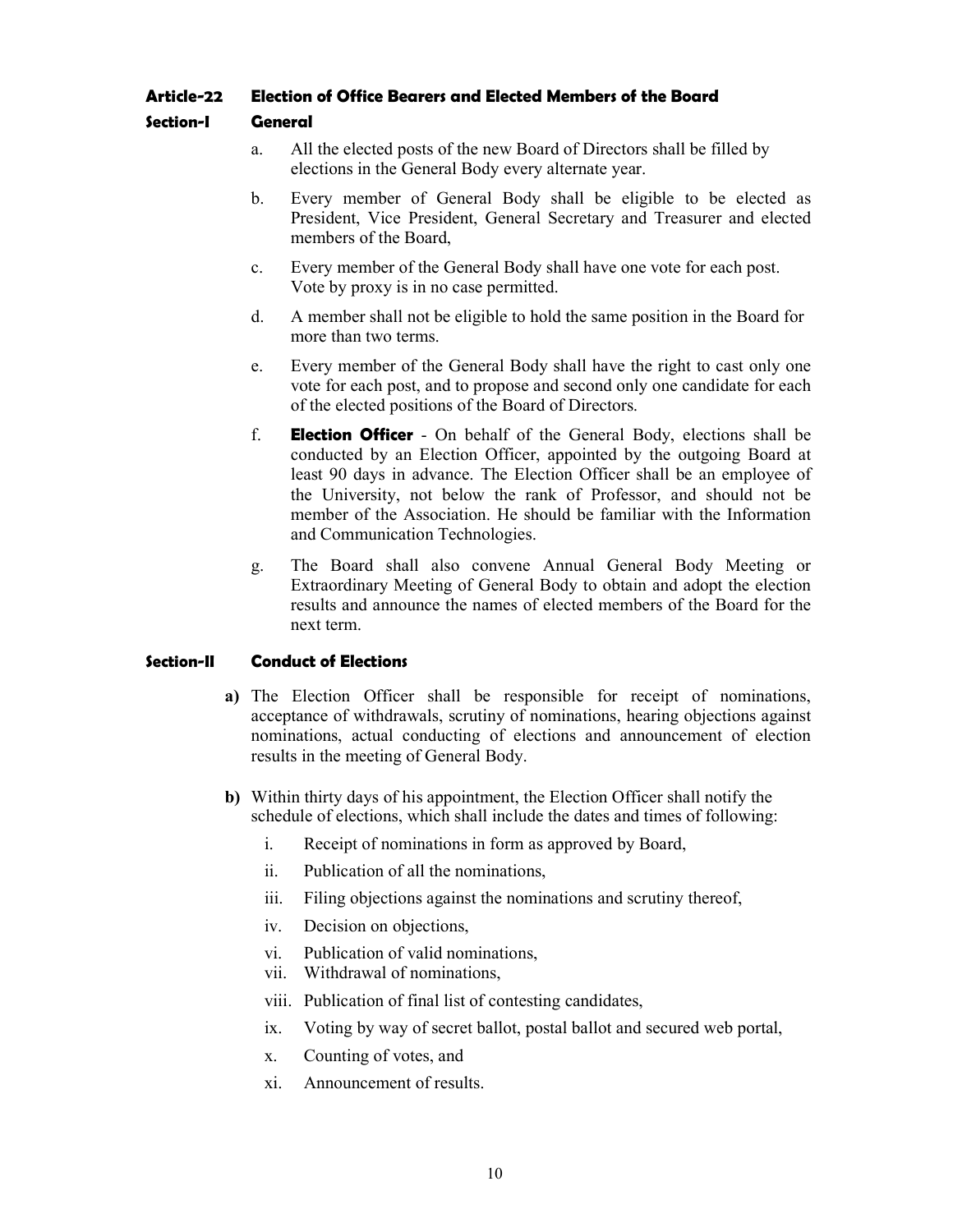### Article-22 Election of Office Bearers and Elected Members of the Board

#### Section-I General

a. All the elected posts of the new Board of Directors shall be filled by elections in the General Body every alternate year.

b. Every member of General Body shall be eligible to be elected as President, Vice President, General Secretary and Treasurer and elected members of the Board,

c. Every member of the General Body shall have one vote for each post. Vote by proxy is in no case permitted.

d. A member shall not be eligible to hold the same position in the Board for more than two terms.

e. Every member of the General Body shall have the right to cast only one vote for each post, and to propose and second only one candidate for each of the elected positions of the Board of Directors.

f. **Election Officer** - On behalf of the General Body, elections shall be conducted by an Election Officer, appointed by the outgoing Board at least 90 days in advance. The Election Officer shall be an employee of the University, not below the rank of Professor, and should not be member of the Association. He should be familiar with the Information and Communication Technologies.

g. The Board shall also convene Annual General Body Meeting or Extraordinary Meeting of General Body to obtain and adopt the election results and announce the names of elected members of the Board for the next term.

#### Section-II Conduct of Elections

**a)** The Election Officer shall be responsible for receipt of nominations, acceptance of withdrawals, scrutiny of nominations, hearing objections against nominations, actual conducting of elections and announcement of election results in the meeting of General Body.

**b)** Within thirty days of his appointment, the Election Officer shall notify the schedule of elections, which shall include the dates and times of following:

i. Receipt of nominations in form as approved by Board,

ii. Publication of all the nominations,

iii. Filing objections against the nominations and scrutiny thereof,

iv. Decision on objections,

vi. Publication of valid nominations,

vii. Withdrawal of nominations,

viii. Publication of final list of contesting candidates,

ix. Voting by way of secret ballot, postal ballot and secured web portal,

x. Counting of votes, and

xi. Announcement of results.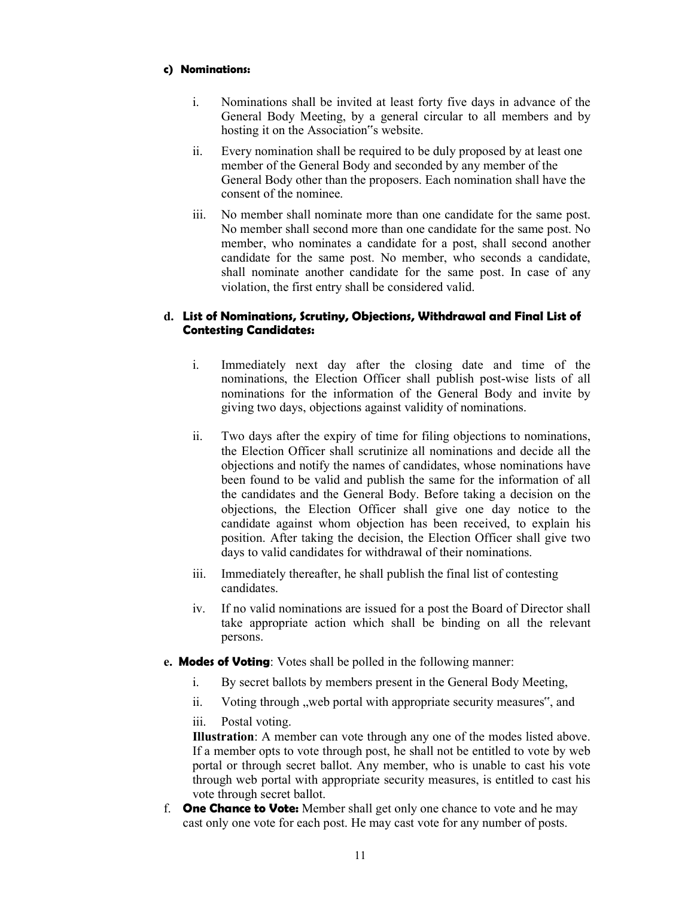**c) Nominations:**

i. Nominations shall be invited at least forty five days in advance of the General Body Meeting, by a general circular to all members and by hosting it on the Association"s website.

ii. Every nomination shall be required to be duly proposed by at least one member of the General Body and seconded by any member of the General Body other than the proposers. Each nomination shall have the consent of the nominee.

iii. No member shall nominate more than one candidate for the same post. No member shall second more than one candidate for the same post. No member, who nominates a candidate for a post, shall second another candidate for the same post. No member, who seconds a candidate, shall nominate another candidate for the same post. In case of any violation, the first entry shall be considered valid.

**d. List of Nominations, Scrutiny, Objections, Withdrawal and Final List of Contesting Candidates:**

i. Immediately next day after the closing date and time of the nominations, the Election Officer shall publish post-wise lists of all nominations for the information of the General Body and invite by giving two days, objections against validity of nominations.

ii. Two days after the expiry of time for filing objections to nominations, the Election Officer shall scrutinize all nominations and decide all the objections and notify the names of candidates, whose nominations have been found to be valid and publish the same for the information of all the candidates and the General Body. Before taking a decision on the objections, the Election Officer shall give one day notice to the candidate against whom objection has been received, to explain his position. After taking the decision, the Election Officer shall give two days to valid candidates for withdrawal of their nominations.

iii. Immediately thereafter, he shall publish the final list of contesting candidates.

iv. If no valid nominations are issued for a post the Board of Director shall take appropriate action which shall be binding on all the relevant persons.

**e. Modes of Voting**: Votes shall be polled in the following manner:

i. By secret ballots by members present in the General Body Meeting,

ii. Voting through „web portal with appropriate security measures", and

iii. Postal voting.

**Illustration**: A member can vote through any one of the modes listed above. If a member opts to vote through post, he shall not be entitled to vote by web portal or through secret ballot. Any member, who is unable to cast his vote through web portal with appropriate security measures, is entitled to cast his vote through secret ballot.

f. **One Chance to Vote:** Member shall get only one chance to vote and he may cast only one vote for each post. He may cast vote for any number of posts.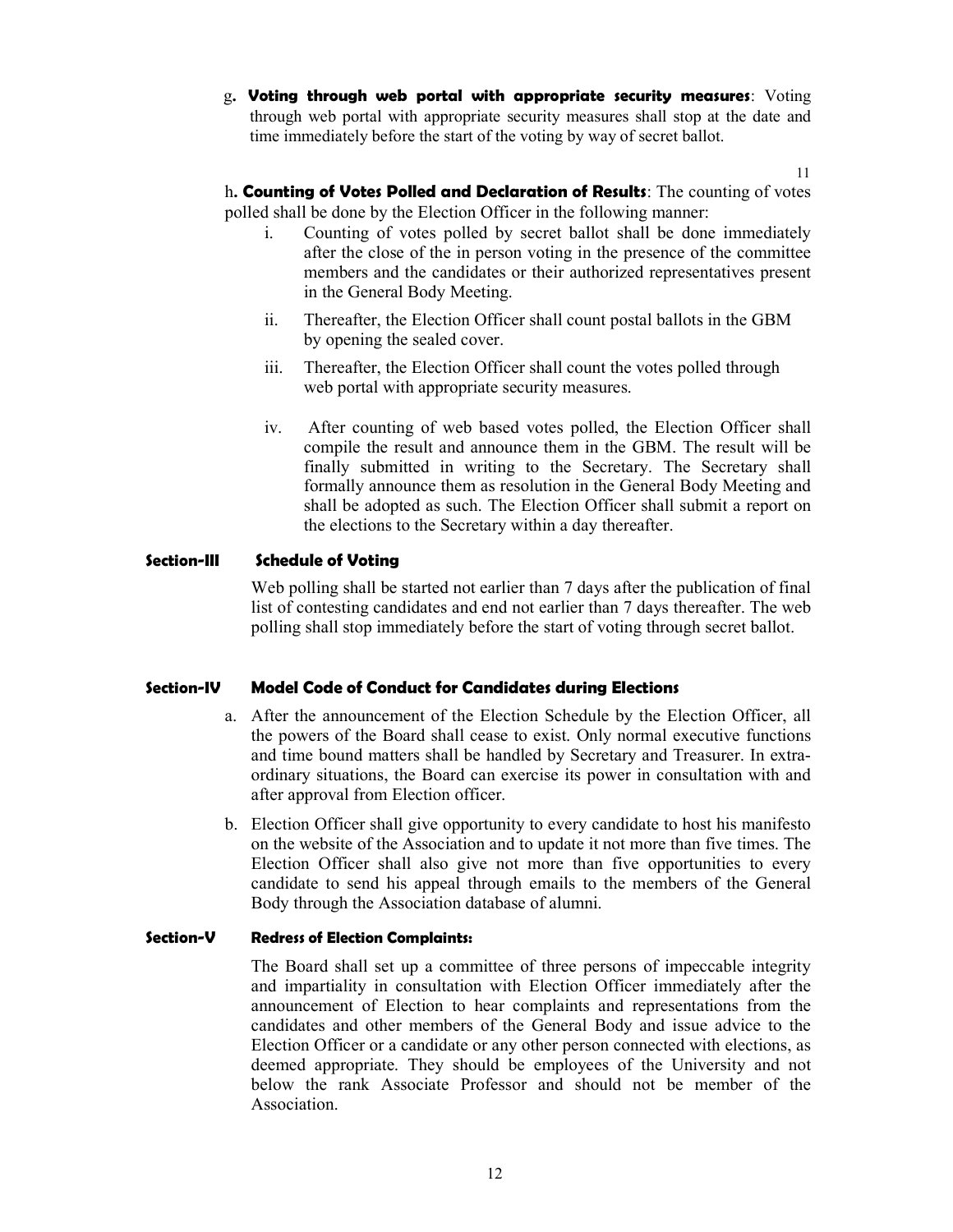g. **Voting through web portal with appropriate security measures**: Voting through web portal with appropriate security measures shall stop at the date and time immediately before the start of the voting by way of secret ballot.

h. **Counting of Votes Polled and Declaration of Results**: The counting of votes polled shall be done by the Election Officer in the following manner:

i. Counting of votes polled by secret ballot shall be done immediately after the close of the in person voting in the presence of the committee members and the candidates or their authorized representatives present in the General Body Meeting.

ii. Thereafter, the Election Officer shall count postal ballots in the GBM by opening the sealed cover.

iii. Thereafter, the Election Officer shall count the votes polled through web portal with appropriate security measures.

iv. After counting of web based votes polled, the Election Officer shall compile the result and announce them in the GBM. The result will be finally submitted in writing to the Secretary. The Secretary shall formally announce them as resolution in the General Body Meeting and shall be adopted as such. The Election Officer shall submit a report on the elections to the Secretary within a day thereafter.

**Section-III Schedule of Voting**

Web polling shall be started not earlier than 7 days after the publication of final list of contesting candidates and end not earlier than 7 days thereafter. The web polling shall stop immediately before the start of voting through secret ballot.

**Section-IV Model Code of Conduct for Candidates during Elections**

a. After the announcement of the Election Schedule by the Election Officer, all the powers of the Board shall cease to exist. Only normal executive functions and time bound matters shall be handled by Secretary and Treasurer. In extra-ordinary situations, the Board can exercise its power in consultation with and after approval from Election officer.

b. Election Officer shall give opportunity to every candidate to host his manifesto on the website of the Association and to update it not more than five times. The Election Officer shall also give not more than five opportunities to every candidate to send his appeal through emails to the members of the General Body through the Association database of alumni.

**Section-V Redress of Election Complaints:**

The Board shall set up a committee of three persons of impeccable integrity and impartiality in consultation with Election Officer immediately after the announcement of Election to hear complaints and representations from the candidates and other members of the General Body and issue advice to the Election Officer or a candidate or any other person connected with elections, as deemed appropriate. They should be employees of the University and not below the rank Associate Professor and should not be member of the Association.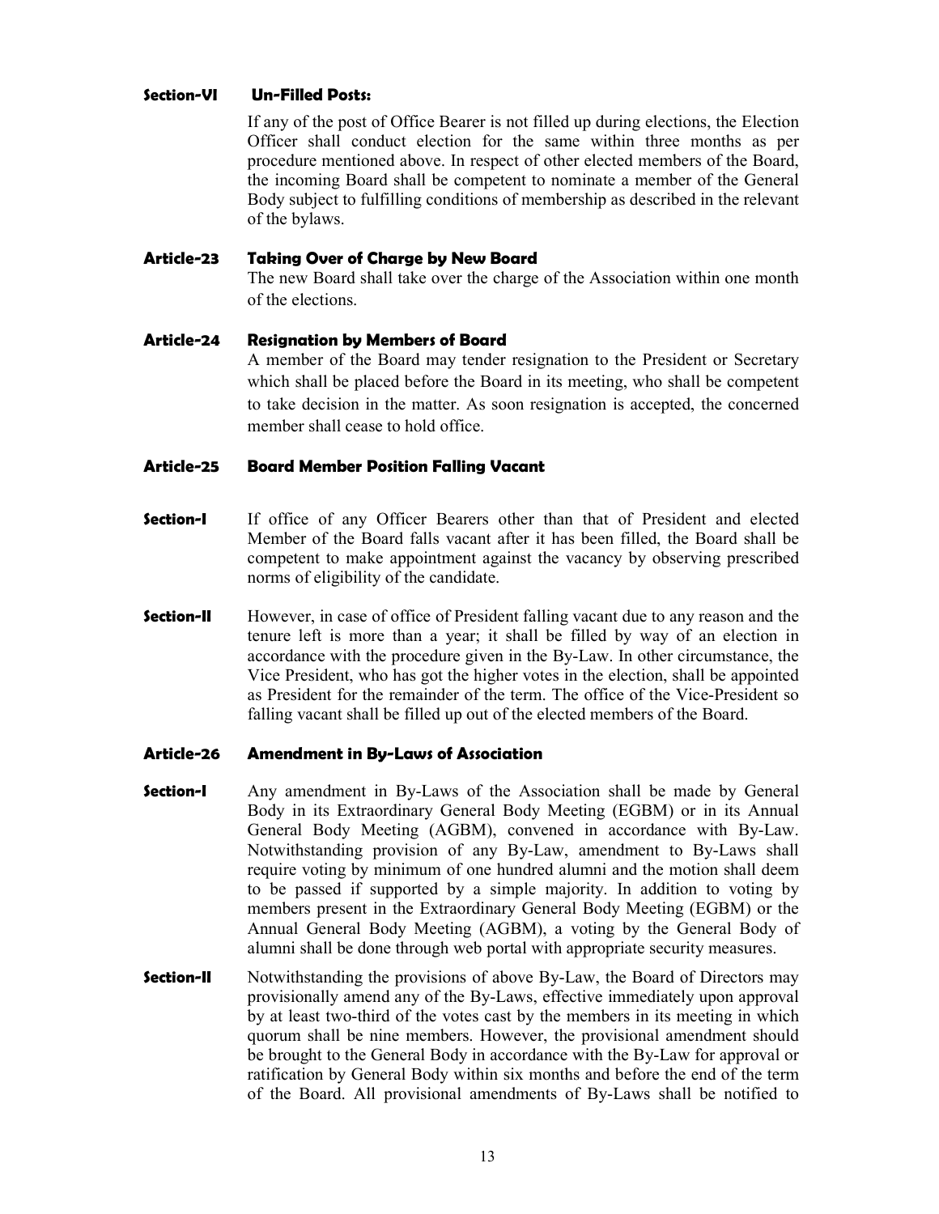**Section-VI Un-Filled Posts:**

If any of the post of Office Bearer is not filled up during elections, the Election Officer shall conduct election for the same within three months as per procedure mentioned above. In respect of other elected members of the Board, the incoming Board shall be competent to nominate a member of the General Body subject to fulfilling conditions of membership as described in the relevant of the bylaws.

### Article-23 Taking Over of Charge by New Board

The new Board shall take over the charge of the Association within one month of the elections.

### Article-24 Resignation by Members of Board

A member of the Board may tender resignation to the President or Secretary which shall be placed before the Board in its meeting, who shall be competent to take decision in the matter. As soon resignation is accepted, the concerned member shall cease to hold office.

### Article-25 Board Member Position Falling Vacant

**Section-I** If office of any Officer Bearers other than that of President and elected Member of the Board falls vacant after it has been filled, the Board shall be competent to make appointment against the vacancy by observing prescribed norms of eligibility of the candidate.

**Section-II** However, in case of office of President falling vacant due to any reason and the tenure left is more than a year; it shall be filled by way of an election in accordance with the procedure given in the By-Law. In other circumstance, the Vice President, who has got the higher votes in the election, shall be appointed as President for the remainder of the term. The office of the Vice-President so falling vacant shall be filled up out of the elected members of the Board.

### Article-26 Amendment in By-Laws of Association

**Section-I** Any amendment in By-Laws of the Association shall be made by General Body in its Extraordinary General Body Meeting (EGBM) or in its Annual General Body Meeting (AGBM), convened in accordance with By-Law. Notwithstanding provision of any By-Law, amendment to By-Laws shall require voting by minimum of one hundred alumni and the motion shall deem to be passed if supported by a simple majority. In addition to voting by members present in the Extraordinary General Body Meeting (EGBM) or the Annual General Body Meeting (AGBM), a voting by the General Body of alumni shall be done through web portal with appropriate security measures.

**Section-II** Notwithstanding the provisions of above By-Law, the Board of Directors may provisionally amend any of the By-Laws, effective immediately upon approval by at least two-third of the votes cast by the members in its meeting in which quorum shall be nine members. However, the provisional amendment should be brought to the General Body in accordance with the By-Law for approval or ratification by General Body within six months and before the end of the term of the Board. All provisional amendments of By-Laws shall be notified to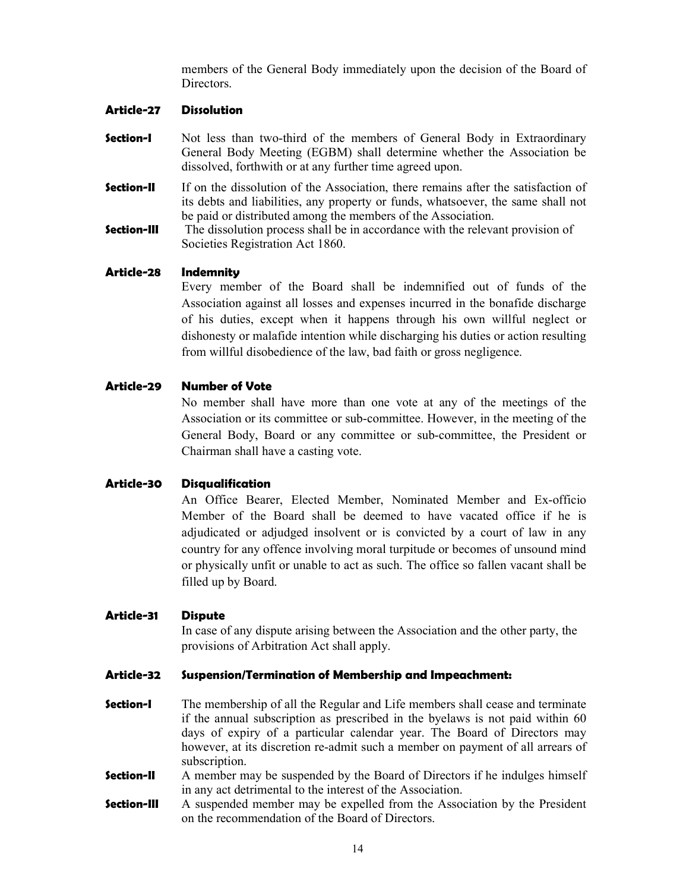members of the General Body immediately upon the decision of the Board of Directors.

**Article-27 Dissolution**

**Section-I** Not less than two-third of the members of General Body in Extraordinary General Body Meeting (EGBM) shall determine whether the Association be dissolved, forthwith or at any further time agreed upon.

**Section-II** If on the dissolution of the Association, there remains after the satisfaction of its debts and liabilities, any property or funds, whatsoever, the same shall not be paid or distributed among the members of the Association.

**Section-III** The dissolution process shall be in accordance with the relevant provision of Societies Registration Act 1860.

**Article-28 Indemnity**

Every member of the Board shall be indemnified out of funds of the Association against all losses and expenses incurred in the bonafide discharge of his duties, except when it happens through his own willful neglect or dishonesty or malafide intention while discharging his duties or action resulting from willful disobedience of the law, bad faith or gross negligence.

**Article-29 Number of Vote**

No member shall have more than one vote at any of the meetings of the Association or its committee or sub-committee. However, in the meeting of the General Body, Board or any committee or sub-committee, the President or Chairman shall have a casting vote.

**Article-30 Disqualification**

An Office Bearer, Elected Member, Nominated Member and Ex-officio Member of the Board shall be deemed to have vacated office if he is adjudicated or adjudged insolvent or is convicted by a court of law in any country for any offence involving moral turpitude or becomes of unsound mind or physically unfit or unable to act as such. The office so fallen vacant shall be filled up by Board.

**Article-31 Dispute**

In case of any dispute arising between the Association and the other party, the provisions of Arbitration Act shall apply.

**Article-32 Suspension/Termination of Membership and Impeachment:**

**Section-I** The membership of all the Regular and Life members shall cease and terminate if the annual subscription as prescribed in the byelaws is not paid within 60 days of expiry of a particular calendar year. The Board of Directors may however, at its discretion re-admit such a member on payment of all arrears of subscription.

**Section-II** A member may be suspended by the Board of Directors if he indulges himself in any act detrimental to the interest of the Association.

**Section-III** A suspended member may be expelled from the Association by the President on the recommendation of the Board of Directors.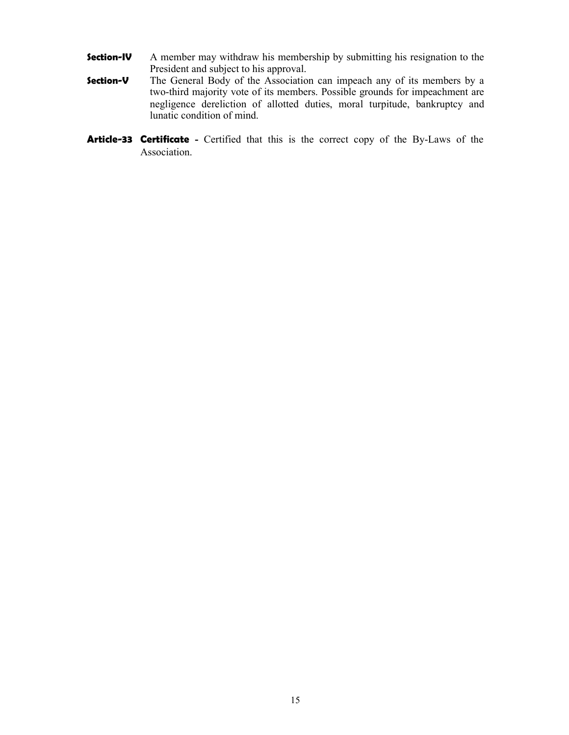**Section-IV** A member may withdraw his membership by submitting his resignation to the President and subject to his approval.

**Section-V** The General Body of the Association can impeach any of its members by a two-third majority vote of its members. Possible grounds for impeachment are negligence dereliction of allotted duties, moral turpitude, bankruptcy and lunatic condition of mind.

**Article-33 Certificate** - Certified that this is the correct copy of the By-Laws of the Association.